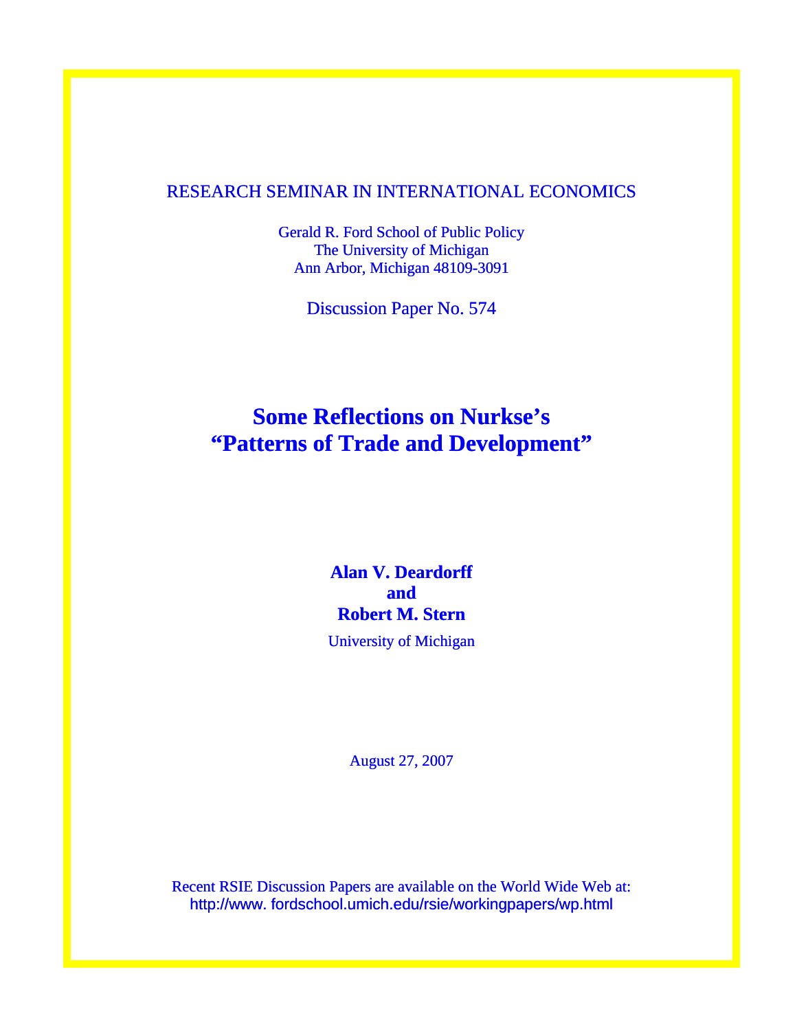RESEARCH SEMINAR IN INTERNATIONAL ECONOMICS

Gerald R. Ford School of Public Policy
The University of Michigan
Ann Arbor, Michigan 48109-3091

Discussion Paper No. 574

# Some Reflections on Nurkse's "Patterns of Trade and Development"

**Alan V. Deardorff**
**and**
**Robert M. Stern**

University of Michigan

August 27, 2007

Recent RSIE Discussion Papers are available on the World Wide Web at:
http://www. fordschool.umich.edu/rsie/workingpapers/wp.html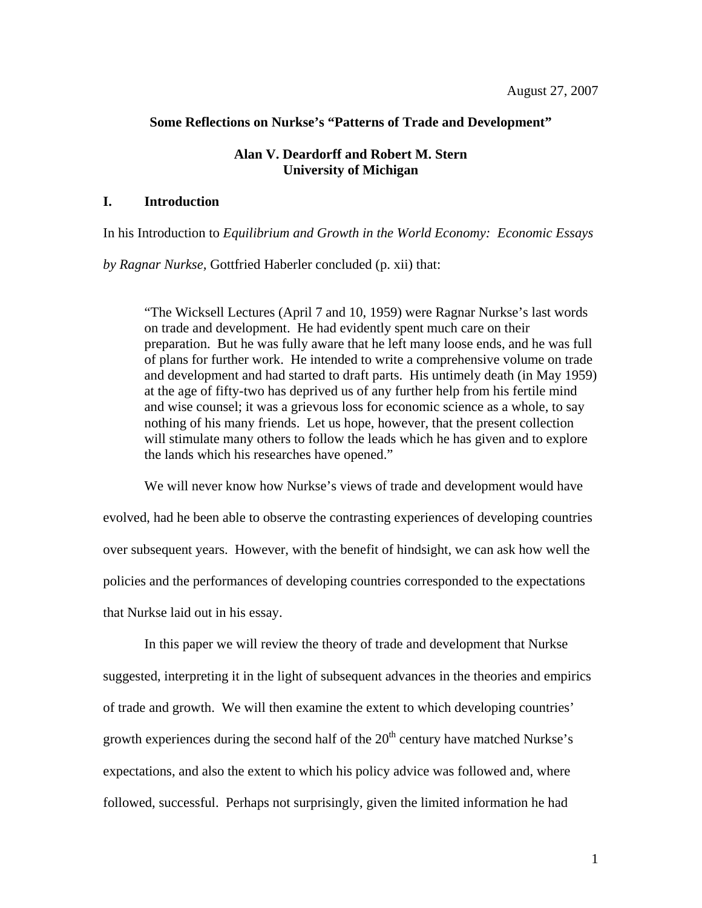August 27, 2007

**Some Reflections on Nurkse's "Patterns of Trade and Development"**

**Alan V. Deardorff and Robert M. Stern**
**University of Michigan**

## I. Introduction

In his Introduction to *Equilibrium and Growth in the World Economy: Economic Essays by Ragnar Nurkse*, Gottfried Haberler concluded (p. xii) that:

> "The Wicksell Lectures (April 7 and 10, 1959) were Ragnar Nurkse's last words on trade and development. He had evidently spent much care on their preparation. But he was fully aware that he left many loose ends, and he was full of plans for further work. He intended to write a comprehensive volume on trade and development and had started to draft parts. His untimely death (in May 1959) at the age of fifty-two has deprived us of any further help from his fertile mind and wise counsel; it was a grievous loss for economic science as a whole, to say nothing of his many friends. Let us hope, however, that the present collection will stimulate many others to follow the leads which he has given and to explore the lands which his researches have opened."

We will never know how Nurkse's views of trade and development would have evolved, had he been able to observe the contrasting experiences of developing countries over subsequent years. However, with the benefit of hindsight, we can ask how well the policies and the performances of developing countries corresponded to the expectations that Nurkse laid out in his essay.

In this paper we will review the theory of trade and development that Nurkse suggested, interpreting it in the light of subsequent advances in the theories and empirics of trade and growth. We will then examine the extent to which developing countries' growth experiences during the second half of the 20th century have matched Nurkse's expectations, and also the extent to which his policy advice was followed and, where followed, successful. Perhaps not surprisingly, given the limited information he had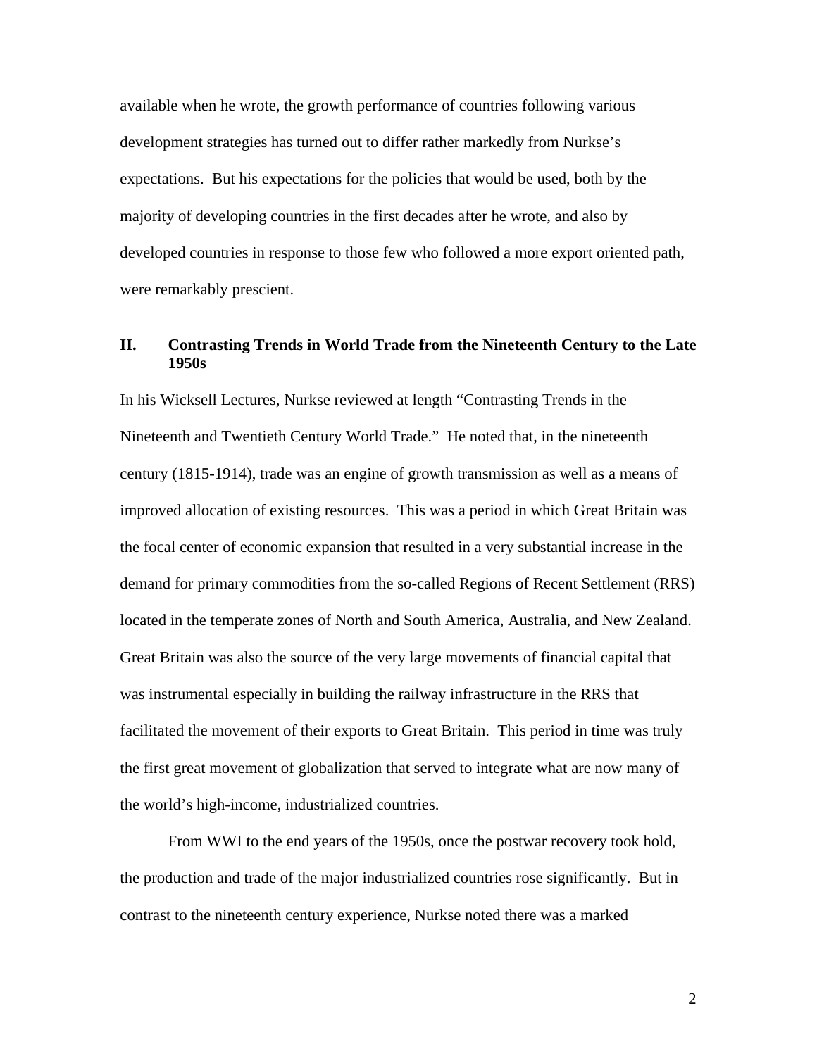available when he wrote, the growth performance of countries following various development strategies has turned out to differ rather markedly from Nurkse's expectations. But his expectations for the policies that would be used, both by the majority of developing countries in the first decades after he wrote, and also by developed countries in response to those few who followed a more export oriented path, were remarkably prescient.

## II. Contrasting Trends in World Trade from the Nineteenth Century to the Late 1950s

In his Wicksell Lectures, Nurkse reviewed at length "Contrasting Trends in the Nineteenth and Twentieth Century World Trade." He noted that, in the nineteenth century (1815-1914), trade was an engine of growth transmission as well as a means of improved allocation of existing resources. This was a period in which Great Britain was the focal center of economic expansion that resulted in a very substantial increase in the demand for primary commodities from the so-called Regions of Recent Settlement (RRS) located in the temperate zones of North and South America, Australia, and New Zealand. Great Britain was also the source of the very large movements of financial capital that was instrumental especially in building the railway infrastructure in the RRS that facilitated the movement of their exports to Great Britain. This period in time was truly the first great movement of globalization that served to integrate what are now many of the world's high-income, industrialized countries.

From WWI to the end years of the 1950s, once the postwar recovery took hold, the production and trade of the major industrialized countries rose significantly. But in contrast to the nineteenth century experience, Nurkse noted there was a marked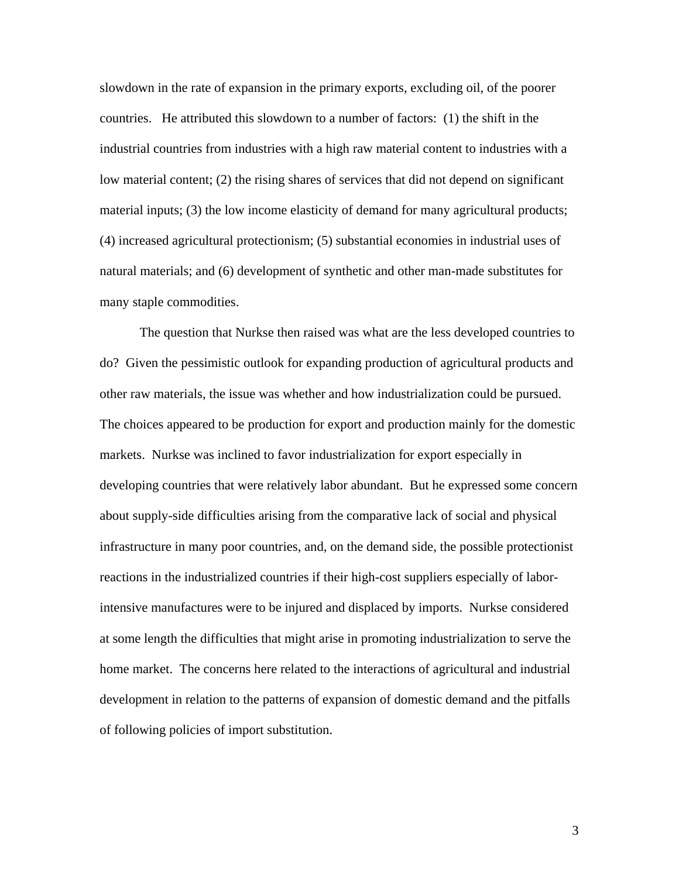slowdown in the rate of expansion in the primary exports, excluding oil, of the poorer countries. He attributed this slowdown to a number of factors: (1) the shift in the industrial countries from industries with a high raw material content to industries with a low material content; (2) the rising shares of services that did not depend on significant material inputs; (3) the low income elasticity of demand for many agricultural products; (4) increased agricultural protectionism; (5) substantial economies in industrial uses of natural materials; and (6) development of synthetic and other man-made substitutes for many staple commodities.

The question that Nurkse then raised was what are the less developed countries to do? Given the pessimistic outlook for expanding production of agricultural products and other raw materials, the issue was whether and how industrialization could be pursued. The choices appeared to be production for export and production mainly for the domestic markets. Nurkse was inclined to favor industrialization for export especially in developing countries that were relatively labor abundant. But he expressed some concern about supply-side difficulties arising from the comparative lack of social and physical infrastructure in many poor countries, and, on the demand side, the possible protectionist reactions in the industrialized countries if their high-cost suppliers especially of labor-intensive manufactures were to be injured and displaced by imports. Nurkse considered at some length the difficulties that might arise in promoting industrialization to serve the home market. The concerns here related to the interactions of agricultural and industrial development in relation to the patterns of expansion of domestic demand and the pitfalls of following policies of import substitution.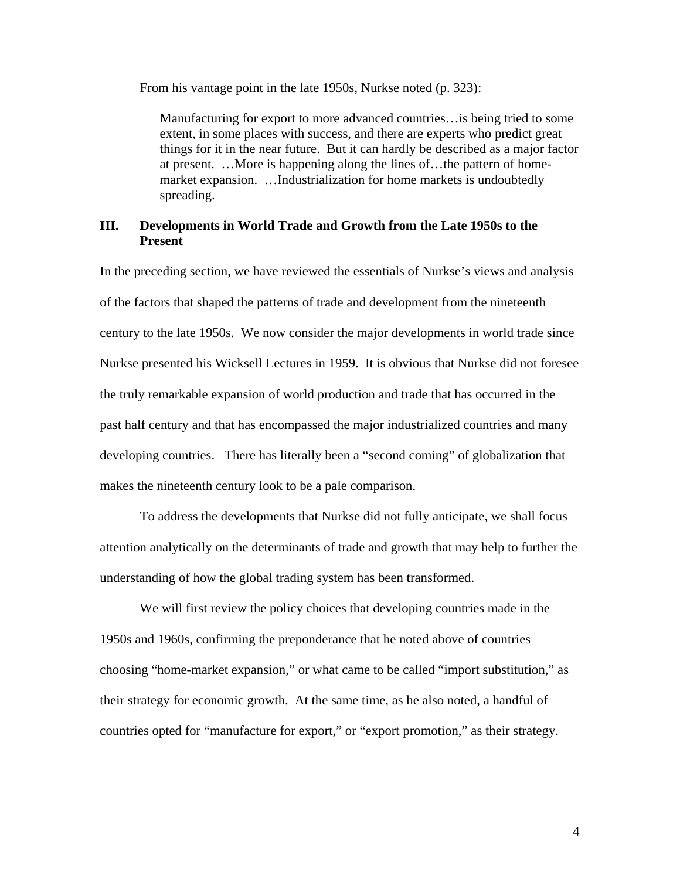From his vantage point in the late 1950s, Nurkse noted (p. 323):

> Manufacturing for export to more advanced countries…is being tried to some extent, in some places with success, and there are experts who predict great things for it in the near future. But it can hardly be described as a major factor at present. …More is happening along the lines of…the pattern of home-market expansion. …Industrialization for home markets is undoubtedly spreading.

## III. Developments in World Trade and Growth from the Late 1950s to the Present

In the preceding section, we have reviewed the essentials of Nurkse's views and analysis of the factors that shaped the patterns of trade and development from the nineteenth century to the late 1950s. We now consider the major developments in world trade since Nurkse presented his Wicksell Lectures in 1959. It is obvious that Nurkse did not foresee the truly remarkable expansion of world production and trade that has occurred in the past half century and that has encompassed the major industrialized countries and many developing countries. There has literally been a "second coming" of globalization that makes the nineteenth century look to be a pale comparison.

To address the developments that Nurkse did not fully anticipate, we shall focus attention analytically on the determinants of trade and growth that may help to further the understanding of how the global trading system has been transformed.

We will first review the policy choices that developing countries made in the 1950s and 1960s, confirming the preponderance that he noted above of countries choosing "home-market expansion," or what came to be called "import substitution," as their strategy for economic growth. At the same time, as he also noted, a handful of countries opted for "manufacture for export," or "export promotion," as their strategy.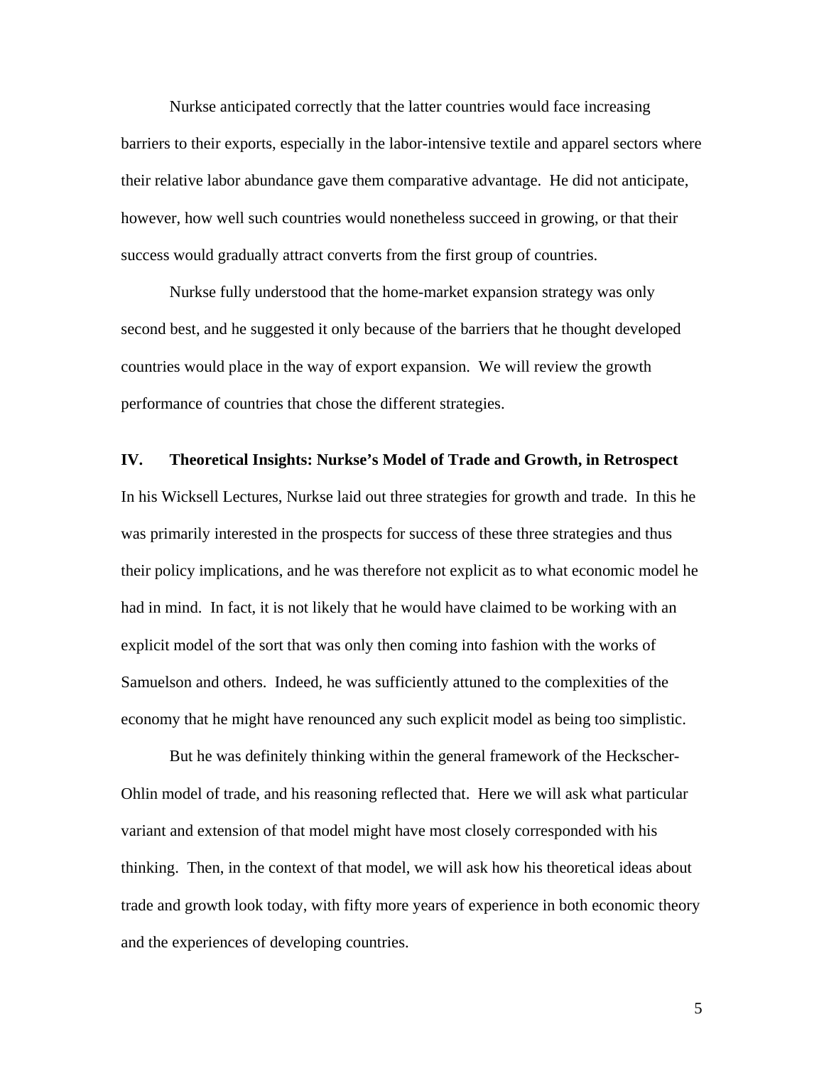Nurkse anticipated correctly that the latter countries would face increasing barriers to their exports, especially in the labor-intensive textile and apparel sectors where their relative labor abundance gave them comparative advantage. He did not anticipate, however, how well such countries would nonetheless succeed in growing, or that their success would gradually attract converts from the first group of countries.

Nurkse fully understood that the home-market expansion strategy was only second best, and he suggested it only because of the barriers that he thought developed countries would place in the way of export expansion. We will review the growth performance of countries that chose the different strategies.

## IV. Theoretical Insights: Nurkse's Model of Trade and Growth, in Retrospect

In his Wicksell Lectures, Nurkse laid out three strategies for growth and trade. In this he was primarily interested in the prospects for success of these three strategies and thus their policy implications, and he was therefore not explicit as to what economic model he had in mind. In fact, it is not likely that he would have claimed to be working with an explicit model of the sort that was only then coming into fashion with the works of Samuelson and others. Indeed, he was sufficiently attuned to the complexities of the economy that he might have renounced any such explicit model as being too simplistic.

But he was definitely thinking within the general framework of the Heckscher-Ohlin model of trade, and his reasoning reflected that. Here we will ask what particular variant and extension of that model might have most closely corresponded with his thinking. Then, in the context of that model, we will ask how his theoretical ideas about trade and growth look today, with fifty more years of experience in both economic theory and the experiences of developing countries.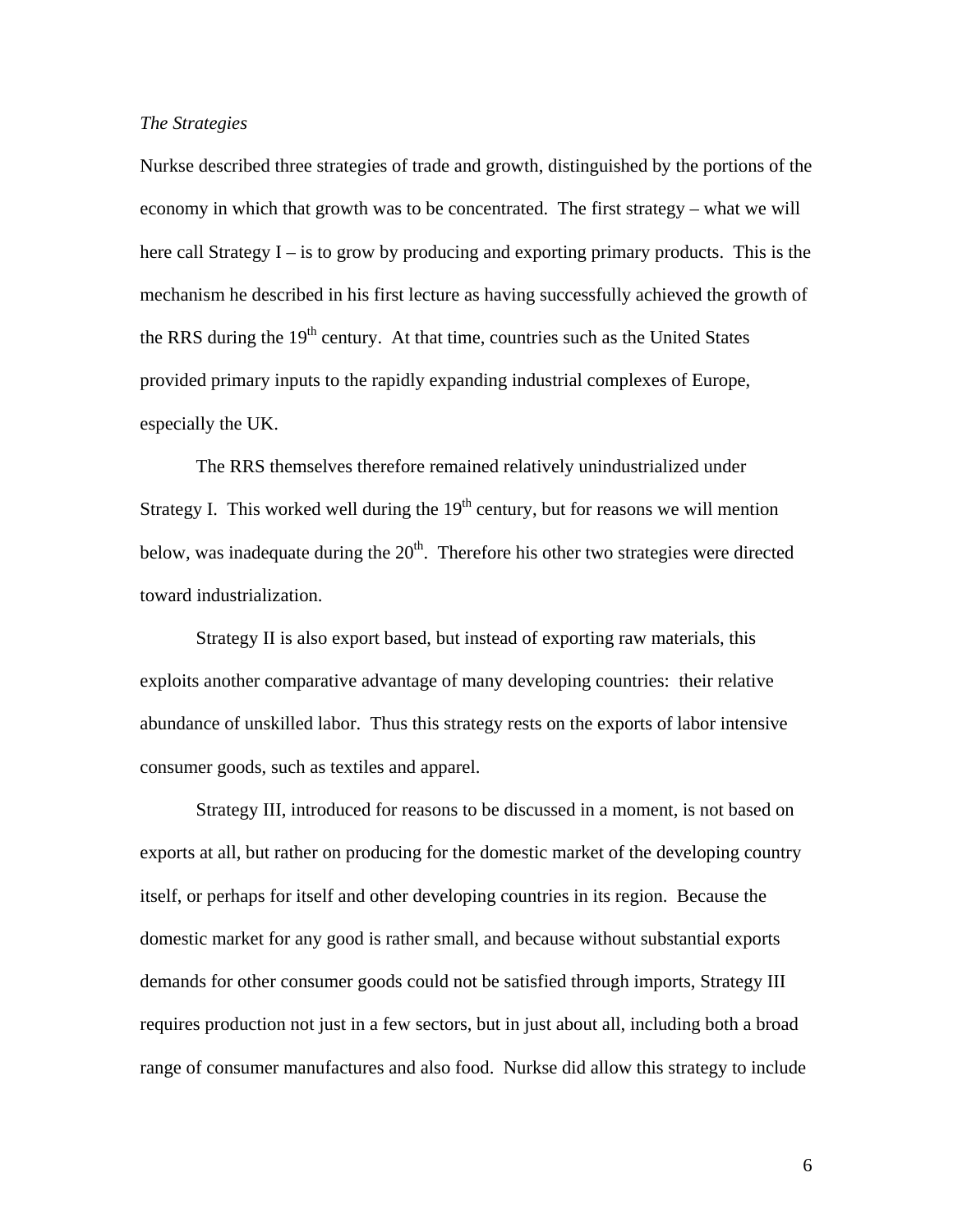*The Strategies*

Nurkse described three strategies of trade and growth, distinguished by the portions of the economy in which that growth was to be concentrated. The first strategy – what we will here call Strategy I – is to grow by producing and exporting primary products. This is the mechanism he described in his first lecture as having successfully achieved the growth of the RRS during the 19th century. At that time, countries such as the United States provided primary inputs to the rapidly expanding industrial complexes of Europe, especially the UK.

The RRS themselves therefore remained relatively unindustrialized under Strategy I. This worked well during the 19th century, but for reasons we will mention below, was inadequate during the 20th. Therefore his other two strategies were directed toward industrialization.

Strategy II is also export based, but instead of exporting raw materials, this exploits another comparative advantage of many developing countries: their relative abundance of unskilled labor. Thus this strategy rests on the exports of labor intensive consumer goods, such as textiles and apparel.

Strategy III, introduced for reasons to be discussed in a moment, is not based on exports at all, but rather on producing for the domestic market of the developing country itself, or perhaps for itself and other developing countries in its region. Because the domestic market for any good is rather small, and because without substantial exports demands for other consumer goods could not be satisfied through imports, Strategy III requires production not just in a few sectors, but in just about all, including both a broad range of consumer manufactures and also food. Nurkse did allow this strategy to include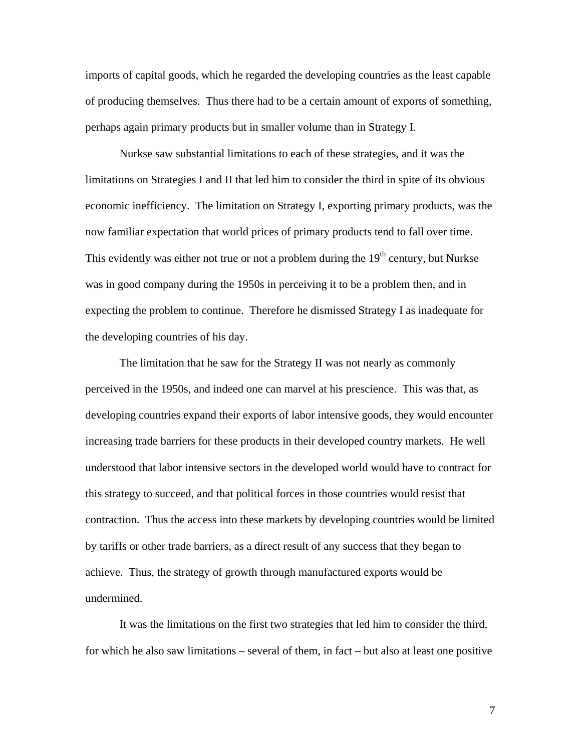imports of capital goods, which he regarded the developing countries as the least capable of producing themselves. Thus there had to be a certain amount of exports of something, perhaps again primary products but in smaller volume than in Strategy I.

Nurkse saw substantial limitations to each of these strategies, and it was the limitations on Strategies I and II that led him to consider the third in spite of its obvious economic inefficiency. The limitation on Strategy I, exporting primary products, was the now familiar expectation that world prices of primary products tend to fall over time. This evidently was either not true or not a problem during the 19th century, but Nurkse was in good company during the 1950s in perceiving it to be a problem then, and in expecting the problem to continue. Therefore he dismissed Strategy I as inadequate for the developing countries of his day.

The limitation that he saw for the Strategy II was not nearly as commonly perceived in the 1950s, and indeed one can marvel at his prescience. This was that, as developing countries expand their exports of labor intensive goods, they would encounter increasing trade barriers for these products in their developed country markets. He well understood that labor intensive sectors in the developed world would have to contract for this strategy to succeed, and that political forces in those countries would resist that contraction. Thus the access into these markets by developing countries would be limited by tariffs or other trade barriers, as a direct result of any success that they began to achieve. Thus, the strategy of growth through manufactured exports would be undermined.

It was the limitations on the first two strategies that led him to consider the third, for which he also saw limitations – several of them, in fact – but also at least one positive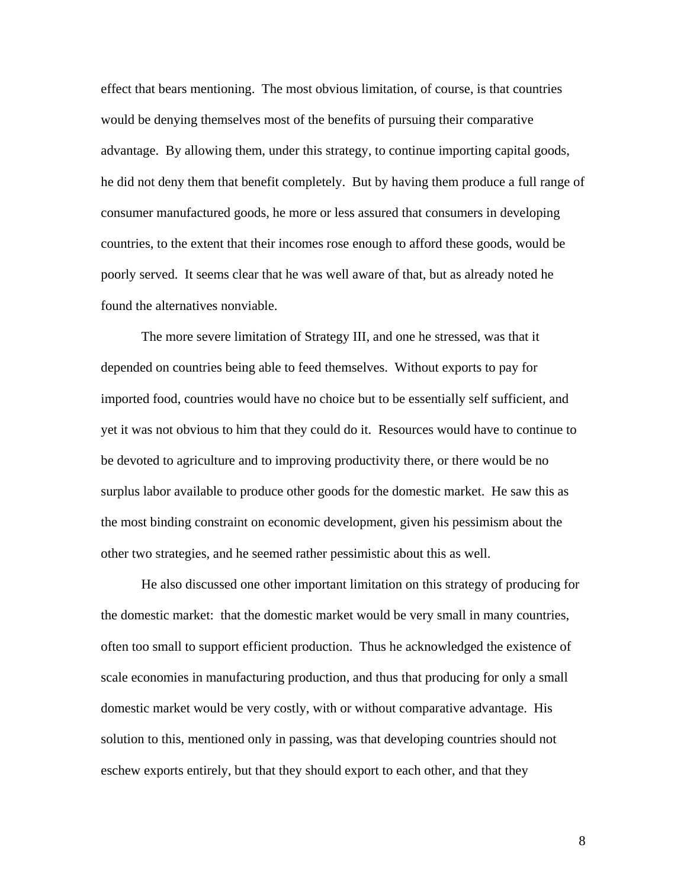effect that bears mentioning. The most obvious limitation, of course, is that countries would be denying themselves most of the benefits of pursuing their comparative advantage. By allowing them, under this strategy, to continue importing capital goods, he did not deny them that benefit completely. But by having them produce a full range of consumer manufactured goods, he more or less assured that consumers in developing countries, to the extent that their incomes rose enough to afford these goods, would be poorly served. It seems clear that he was well aware of that, but as already noted he found the alternatives nonviable.

The more severe limitation of Strategy III, and one he stressed, was that it depended on countries being able to feed themselves. Without exports to pay for imported food, countries would have no choice but to be essentially self sufficient, and yet it was not obvious to him that they could do it. Resources would have to continue to be devoted to agriculture and to improving productivity there, or there would be no surplus labor available to produce other goods for the domestic market. He saw this as the most binding constraint on economic development, given his pessimism about the other two strategies, and he seemed rather pessimistic about this as well.

He also discussed one other important limitation on this strategy of producing for the domestic market: that the domestic market would be very small in many countries, often too small to support efficient production. Thus he acknowledged the existence of scale economies in manufacturing production, and thus that producing for only a small domestic market would be very costly, with or without comparative advantage. His solution to this, mentioned only in passing, was that developing countries should not eschew exports entirely, but that they should export to each other, and that they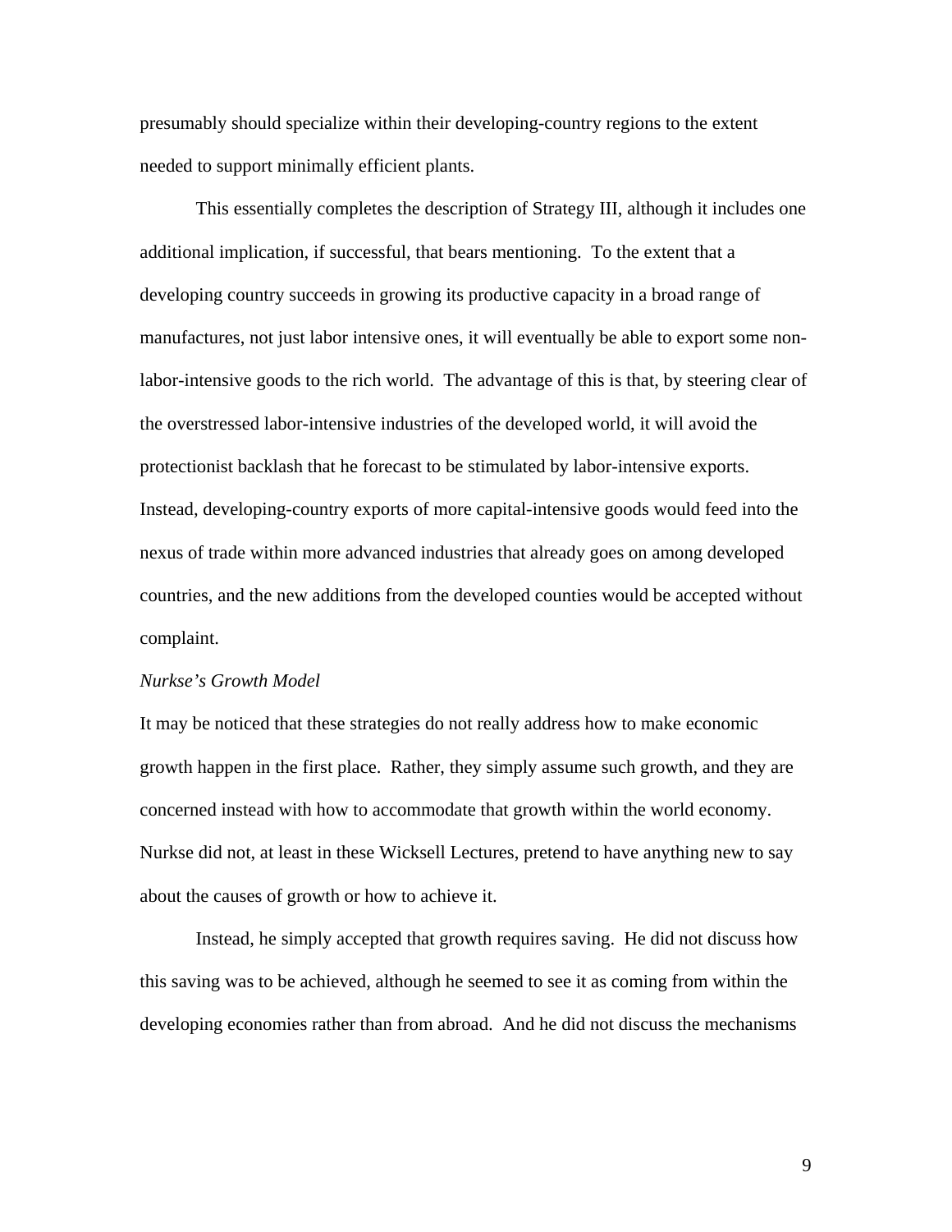presumably should specialize within their developing-country regions to the extent needed to support minimally efficient plants.

This essentially completes the description of Strategy III, although it includes one additional implication, if successful, that bears mentioning. To the extent that a developing country succeeds in growing its productive capacity in a broad range of manufactures, not just labor intensive ones, it will eventually be able to export some non-labor-intensive goods to the rich world. The advantage of this is that, by steering clear of the overstressed labor-intensive industries of the developed world, it will avoid the protectionist backlash that he forecast to be stimulated by labor-intensive exports. Instead, developing-country exports of more capital-intensive goods would feed into the nexus of trade within more advanced industries that already goes on among developed countries, and the new additions from the developed counties would be accepted without complaint.

*Nurkse's Growth Model*

It may be noticed that these strategies do not really address how to make economic growth happen in the first place. Rather, they simply assume such growth, and they are concerned instead with how to accommodate that growth within the world economy. Nurkse did not, at least in these Wicksell Lectures, pretend to have anything new to say about the causes of growth or how to achieve it.

Instead, he simply accepted that growth requires saving. He did not discuss how this saving was to be achieved, although he seemed to see it as coming from within the developing economies rather than from abroad. And he did not discuss the mechanisms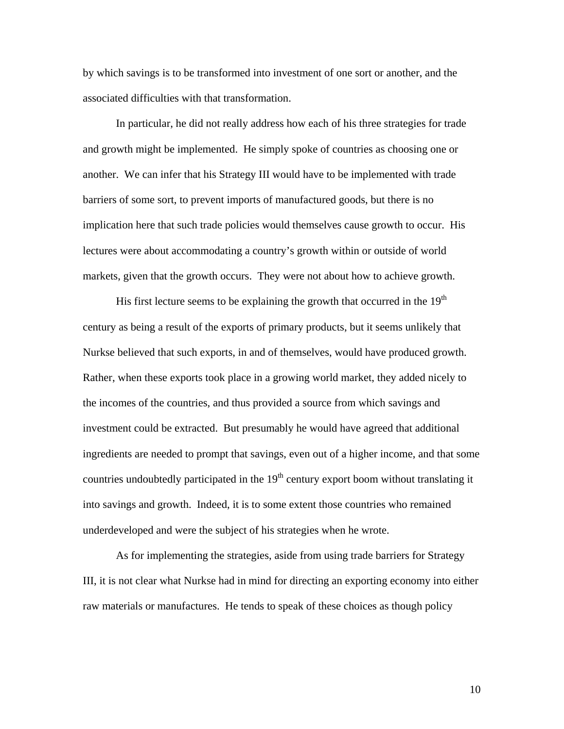by which savings is to be transformed into investment of one sort or another, and the associated difficulties with that transformation.

In particular, he did not really address how each of his three strategies for trade and growth might be implemented. He simply spoke of countries as choosing one or another. We can infer that his Strategy III would have to be implemented with trade barriers of some sort, to prevent imports of manufactured goods, but there is no implication here that such trade policies would themselves cause growth to occur. His lectures were about accommodating a country's growth within or outside of world markets, given that the growth occurs. They were not about how to achieve growth.

His first lecture seems to be explaining the growth that occurred in the 19th century as being a result of the exports of primary products, but it seems unlikely that Nurkse believed that such exports, in and of themselves, would have produced growth. Rather, when these exports took place in a growing world market, they added nicely to the incomes of the countries, and thus provided a source from which savings and investment could be extracted. But presumably he would have agreed that additional ingredients are needed to prompt that savings, even out of a higher income, and that some countries undoubtedly participated in the 19th century export boom without translating it into savings and growth. Indeed, it is to some extent those countries who remained underdeveloped and were the subject of his strategies when he wrote.

As for implementing the strategies, aside from using trade barriers for Strategy III, it is not clear what Nurkse had in mind for directing an exporting economy into either raw materials or manufactures. He tends to speak of these choices as though policy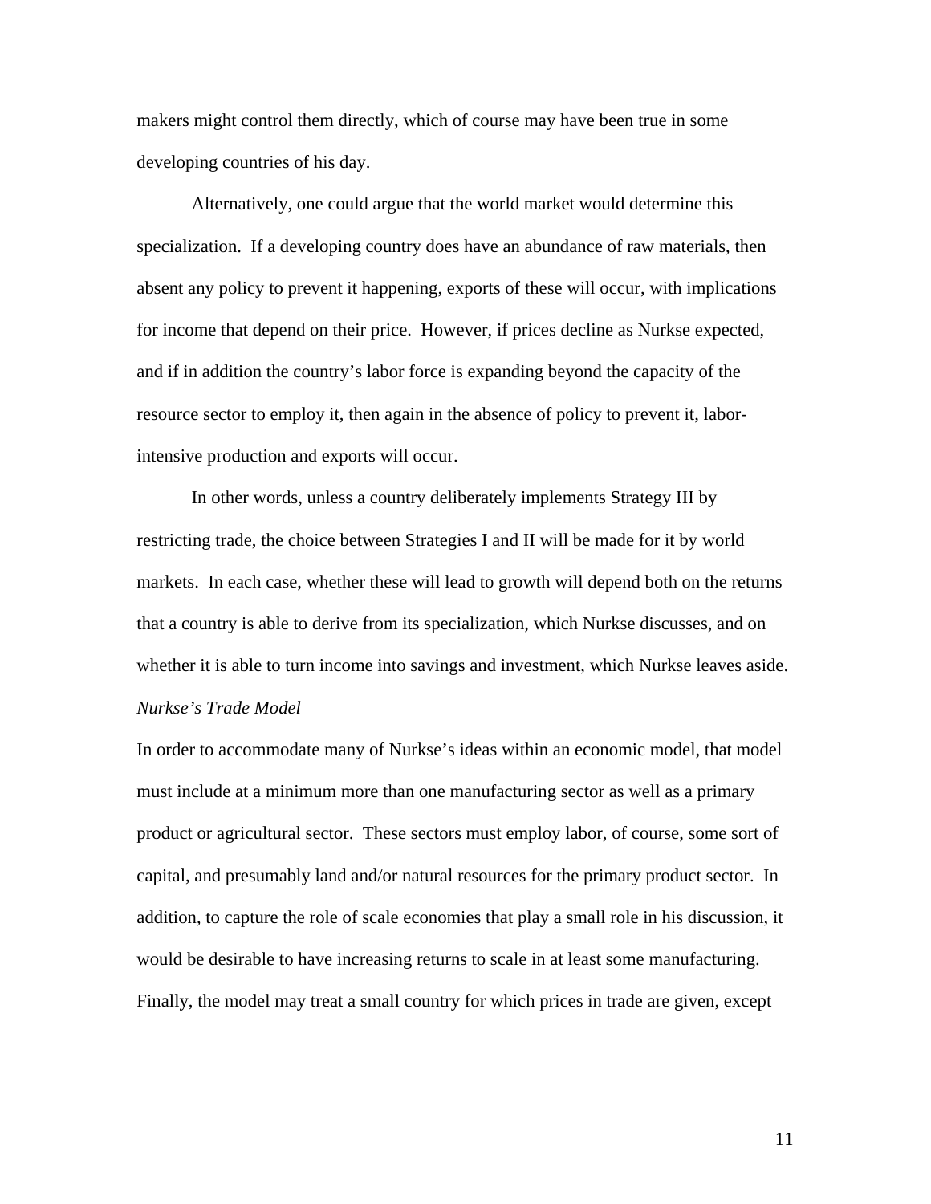makers might control them directly, which of course may have been true in some developing countries of his day.

Alternatively, one could argue that the world market would determine this specialization. If a developing country does have an abundance of raw materials, then absent any policy to prevent it happening, exports of these will occur, with implications for income that depend on their price. However, if prices decline as Nurkse expected, and if in addition the country's labor force is expanding beyond the capacity of the resource sector to employ it, then again in the absence of policy to prevent it, labor-intensive production and exports will occur.

In other words, unless a country deliberately implements Strategy III by restricting trade, the choice between Strategies I and II will be made for it by world markets. In each case, whether these will lead to growth will depend both on the returns that a country is able to derive from its specialization, which Nurkse discusses, and on whether it is able to turn income into savings and investment, which Nurkse leaves aside.

*Nurkse's Trade Model*

In order to accommodate many of Nurkse's ideas within an economic model, that model must include at a minimum more than one manufacturing sector as well as a primary product or agricultural sector. These sectors must employ labor, of course, some sort of capital, and presumably land and/or natural resources for the primary product sector. In addition, to capture the role of scale economies that play a small role in his discussion, it would be desirable to have increasing returns to scale in at least some manufacturing. Finally, the model may treat a small country for which prices in trade are given, except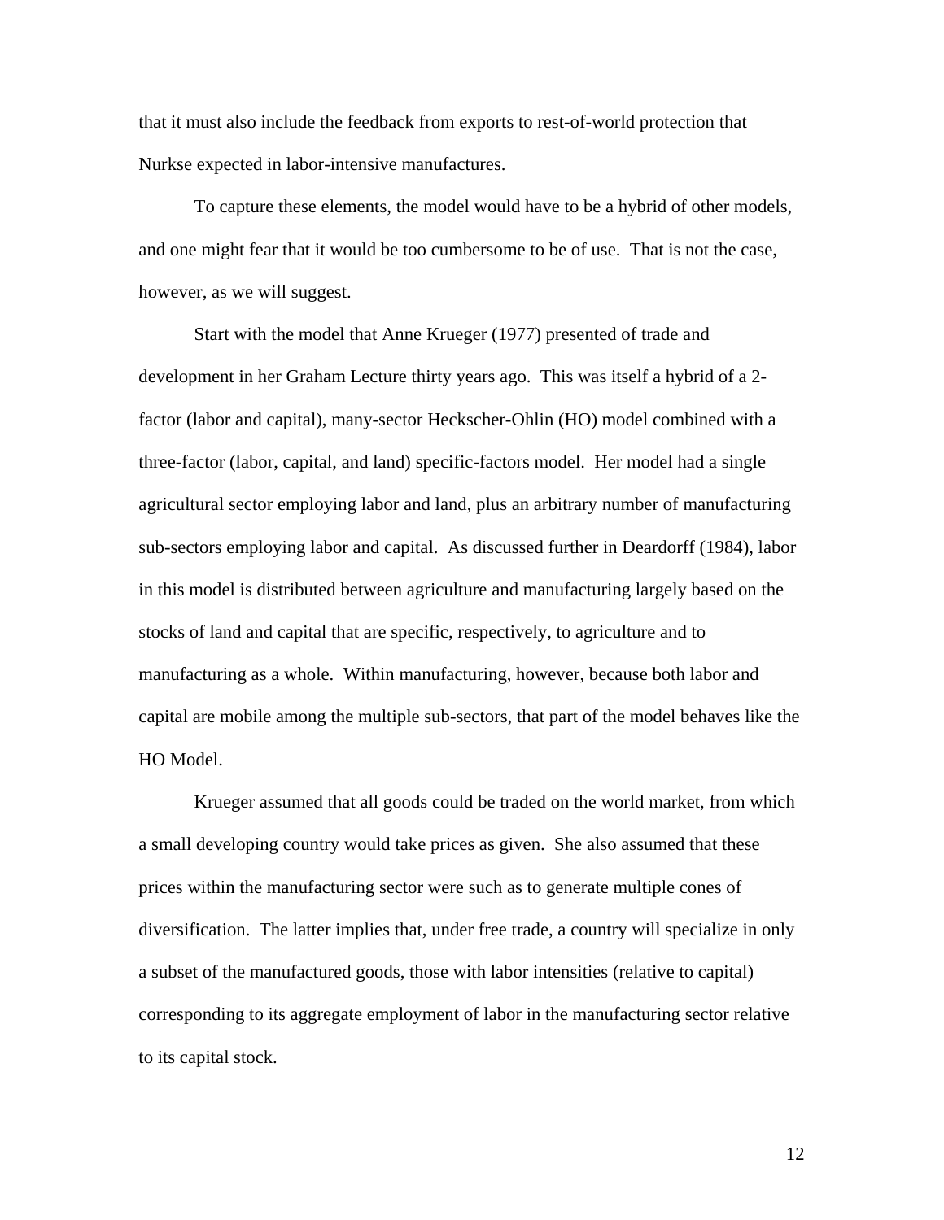that it must also include the feedback from exports to rest-of-world protection that Nurkse expected in labor-intensive manufactures.

To capture these elements, the model would have to be a hybrid of other models, and one might fear that it would be too cumbersome to be of use. That is not the case, however, as we will suggest.

Start with the model that Anne Krueger (1977) presented of trade and development in her Graham Lecture thirty years ago. This was itself a hybrid of a 2-factor (labor and capital), many-sector Heckscher-Ohlin (HO) model combined with a three-factor (labor, capital, and land) specific-factors model. Her model had a single agricultural sector employing labor and land, plus an arbitrary number of manufacturing sub-sectors employing labor and capital. As discussed further in Deardorff (1984), labor in this model is distributed between agriculture and manufacturing largely based on the stocks of land and capital that are specific, respectively, to agriculture and to manufacturing as a whole. Within manufacturing, however, because both labor and capital are mobile among the multiple sub-sectors, that part of the model behaves like the HO Model.

Krueger assumed that all goods could be traded on the world market, from which a small developing country would take prices as given. She also assumed that these prices within the manufacturing sector were such as to generate multiple cones of diversification. The latter implies that, under free trade, a country will specialize in only a subset of the manufactured goods, those with labor intensities (relative to capital) corresponding to its aggregate employment of labor in the manufacturing sector relative to its capital stock.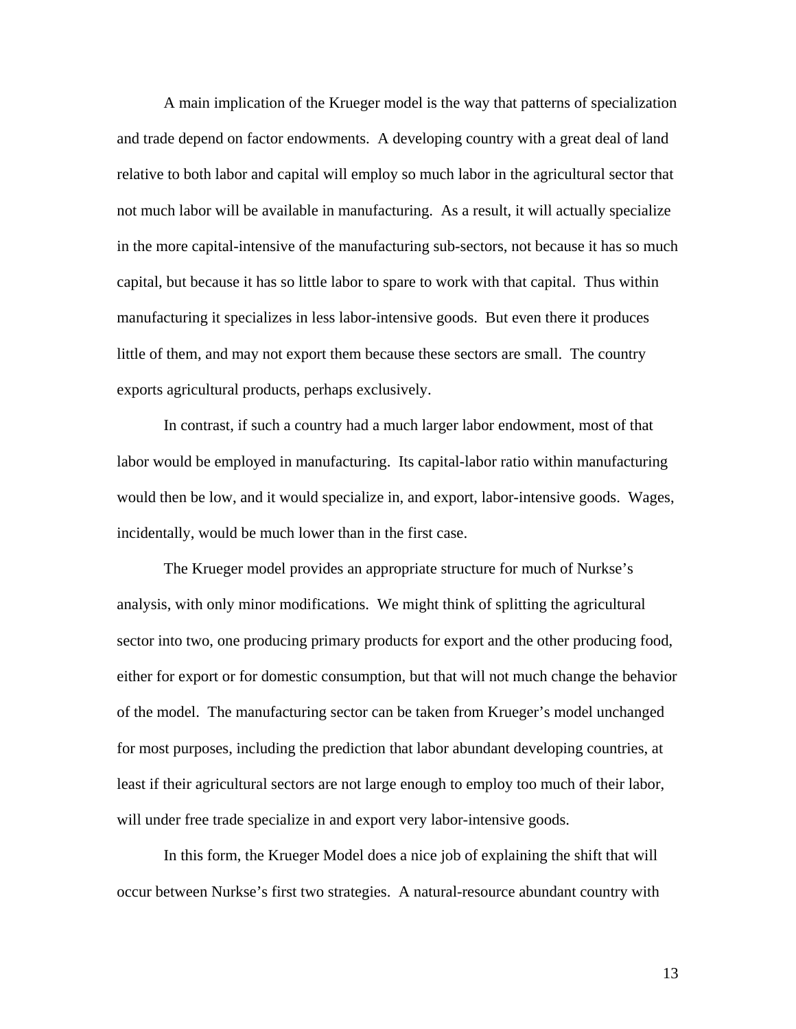A main implication of the Krueger model is the way that patterns of specialization and trade depend on factor endowments. A developing country with a great deal of land relative to both labor and capital will employ so much labor in the agricultural sector that not much labor will be available in manufacturing. As a result, it will actually specialize in the more capital-intensive of the manufacturing sub-sectors, not because it has so much capital, but because it has so little labor to spare to work with that capital. Thus within manufacturing it specializes in less labor-intensive goods. But even there it produces little of them, and may not export them because these sectors are small. The country exports agricultural products, perhaps exclusively.

In contrast, if such a country had a much larger labor endowment, most of that labor would be employed in manufacturing. Its capital-labor ratio within manufacturing would then be low, and it would specialize in, and export, labor-intensive goods. Wages, incidentally, would be much lower than in the first case.

The Krueger model provides an appropriate structure for much of Nurkse's analysis, with only minor modifications. We might think of splitting the agricultural sector into two, one producing primary products for export and the other producing food, either for export or for domestic consumption, but that will not much change the behavior of the model. The manufacturing sector can be taken from Krueger's model unchanged for most purposes, including the prediction that labor abundant developing countries, at least if their agricultural sectors are not large enough to employ too much of their labor, will under free trade specialize in and export very labor-intensive goods.

In this form, the Krueger Model does a nice job of explaining the shift that will occur between Nurkse's first two strategies. A natural-resource abundant country with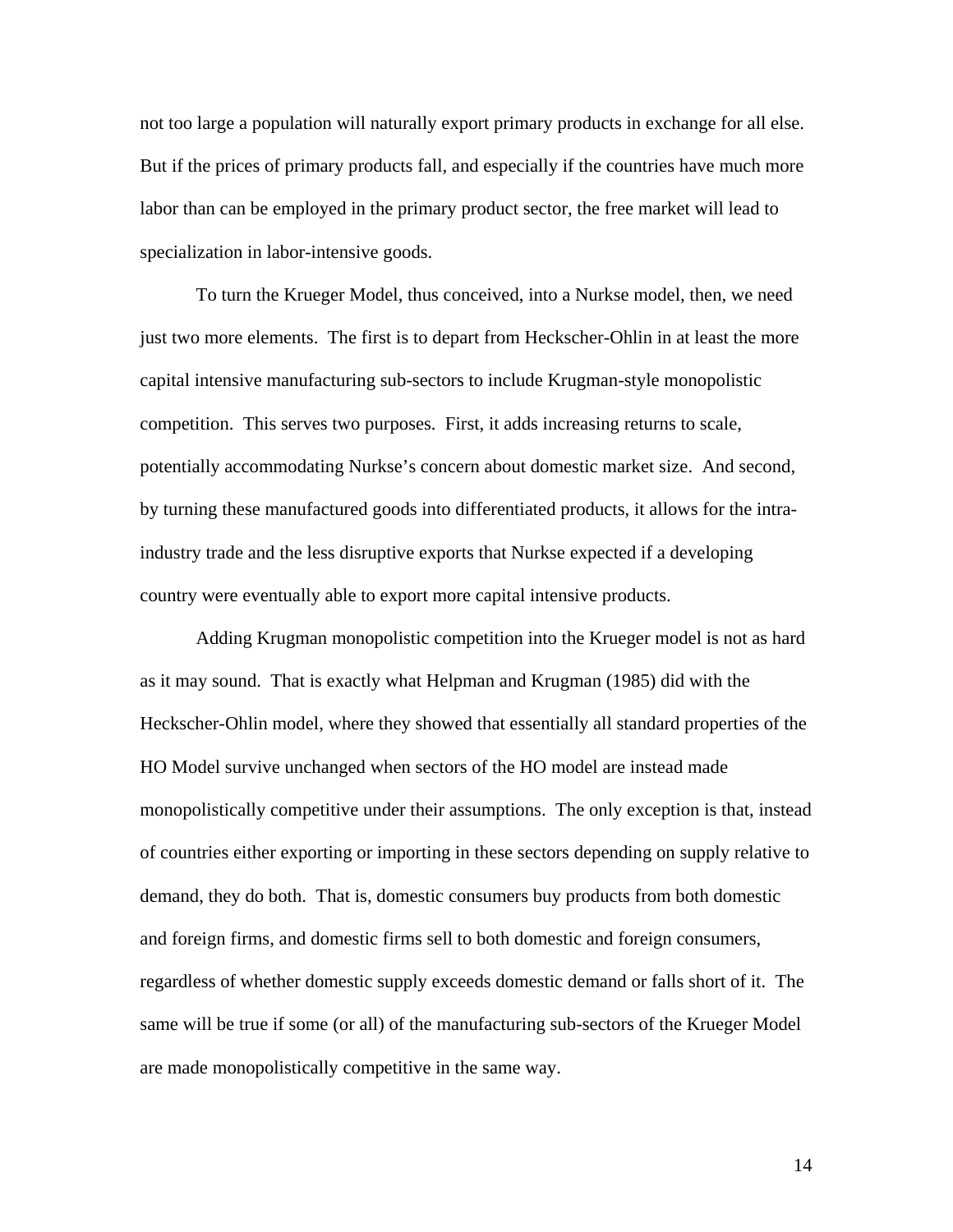not too large a population will naturally export primary products in exchange for all else. But if the prices of primary products fall, and especially if the countries have much more labor than can be employed in the primary product sector, the free market will lead to specialization in labor-intensive goods.

To turn the Krueger Model, thus conceived, into a Nurkse model, then, we need just two more elements. The first is to depart from Heckscher-Ohlin in at least the more capital intensive manufacturing sub-sectors to include Krugman-style monopolistic competition. This serves two purposes. First, it adds increasing returns to scale, potentially accommodating Nurkse's concern about domestic market size. And second, by turning these manufactured goods into differentiated products, it allows for the intra-industry trade and the less disruptive exports that Nurkse expected if a developing country were eventually able to export more capital intensive products.

Adding Krugman monopolistic competition into the Krueger model is not as hard as it may sound. That is exactly what Helpman and Krugman (1985) did with the Heckscher-Ohlin model, where they showed that essentially all standard properties of the HO Model survive unchanged when sectors of the HO model are instead made monopolistically competitive under their assumptions. The only exception is that, instead of countries either exporting or importing in these sectors depending on supply relative to demand, they do both. That is, domestic consumers buy products from both domestic and foreign firms, and domestic firms sell to both domestic and foreign consumers, regardless of whether domestic supply exceeds domestic demand or falls short of it. The same will be true if some (or all) of the manufacturing sub-sectors of the Krueger Model are made monopolistically competitive in the same way.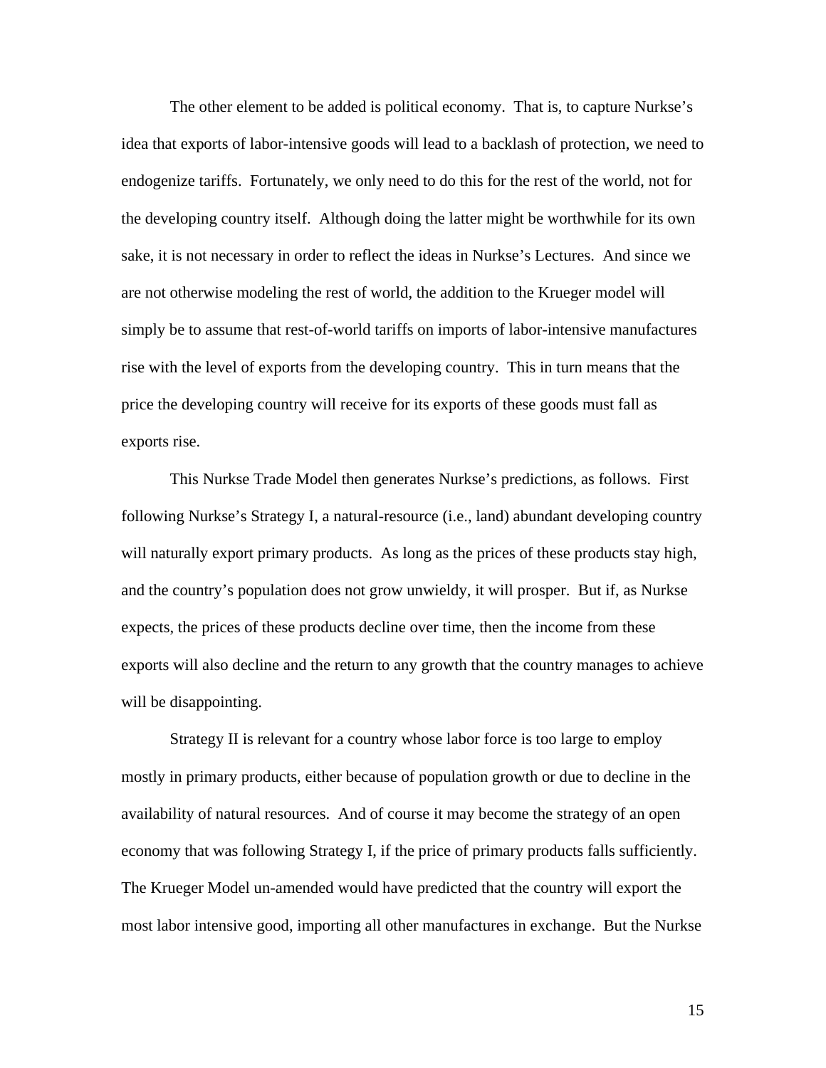The other element to be added is political economy. That is, to capture Nurkse's idea that exports of labor-intensive goods will lead to a backlash of protection, we need to endogenize tariffs. Fortunately, we only need to do this for the rest of the world, not for the developing country itself. Although doing the latter might be worthwhile for its own sake, it is not necessary in order to reflect the ideas in Nurkse's Lectures. And since we are not otherwise modeling the rest of world, the addition to the Krueger model will simply be to assume that rest-of-world tariffs on imports of labor-intensive manufactures rise with the level of exports from the developing country. This in turn means that the price the developing country will receive for its exports of these goods must fall as exports rise.

This Nurkse Trade Model then generates Nurkse's predictions, as follows. First following Nurkse's Strategy I, a natural-resource (i.e., land) abundant developing country will naturally export primary products. As long as the prices of these products stay high, and the country's population does not grow unwieldy, it will prosper. But if, as Nurkse expects, the prices of these products decline over time, then the income from these exports will also decline and the return to any growth that the country manages to achieve will be disappointing.

Strategy II is relevant for a country whose labor force is too large to employ mostly in primary products, either because of population growth or due to decline in the availability of natural resources. And of course it may become the strategy of an open economy that was following Strategy I, if the price of primary products falls sufficiently. The Krueger Model un-amended would have predicted that the country will export the most labor intensive good, importing all other manufactures in exchange. But the Nurkse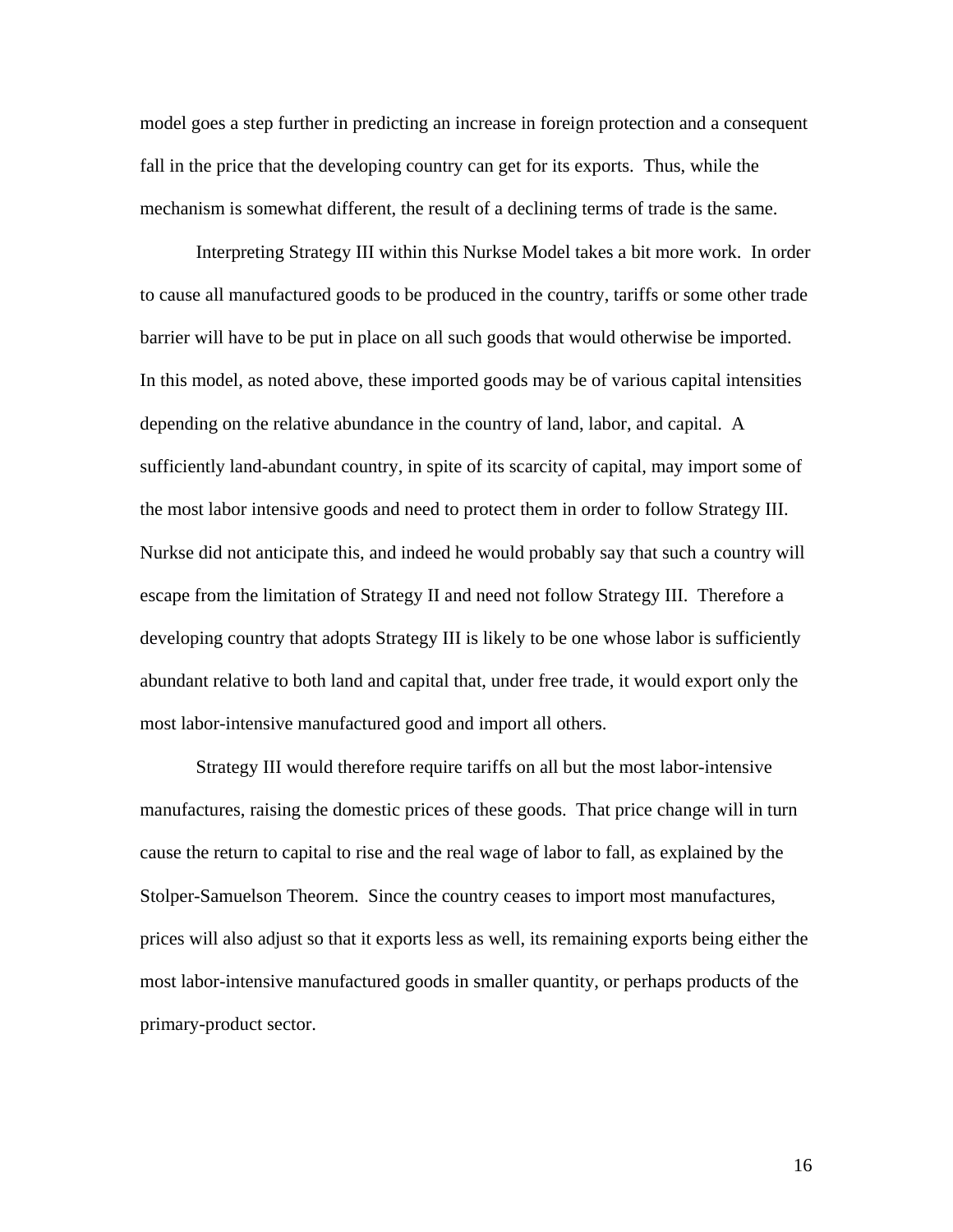model goes a step further in predicting an increase in foreign protection and a consequent fall in the price that the developing country can get for its exports. Thus, while the mechanism is somewhat different, the result of a declining terms of trade is the same.

Interpreting Strategy III within this Nurkse Model takes a bit more work. In order to cause all manufactured goods to be produced in the country, tariffs or some other trade barrier will have to be put in place on all such goods that would otherwise be imported. In this model, as noted above, these imported goods may be of various capital intensities depending on the relative abundance in the country of land, labor, and capital. A sufficiently land-abundant country, in spite of its scarcity of capital, may import some of the most labor intensive goods and need to protect them in order to follow Strategy III. Nurkse did not anticipate this, and indeed he would probably say that such a country will escape from the limitation of Strategy II and need not follow Strategy III. Therefore a developing country that adopts Strategy III is likely to be one whose labor is sufficiently abundant relative to both land and capital that, under free trade, it would export only the most labor-intensive manufactured good and import all others.

Strategy III would therefore require tariffs on all but the most labor-intensive manufactures, raising the domestic prices of these goods. That price change will in turn cause the return to capital to rise and the real wage of labor to fall, as explained by the Stolper-Samuelson Theorem. Since the country ceases to import most manufactures, prices will also adjust so that it exports less as well, its remaining exports being either the most labor-intensive manufactured goods in smaller quantity, or perhaps products of the primary-product sector.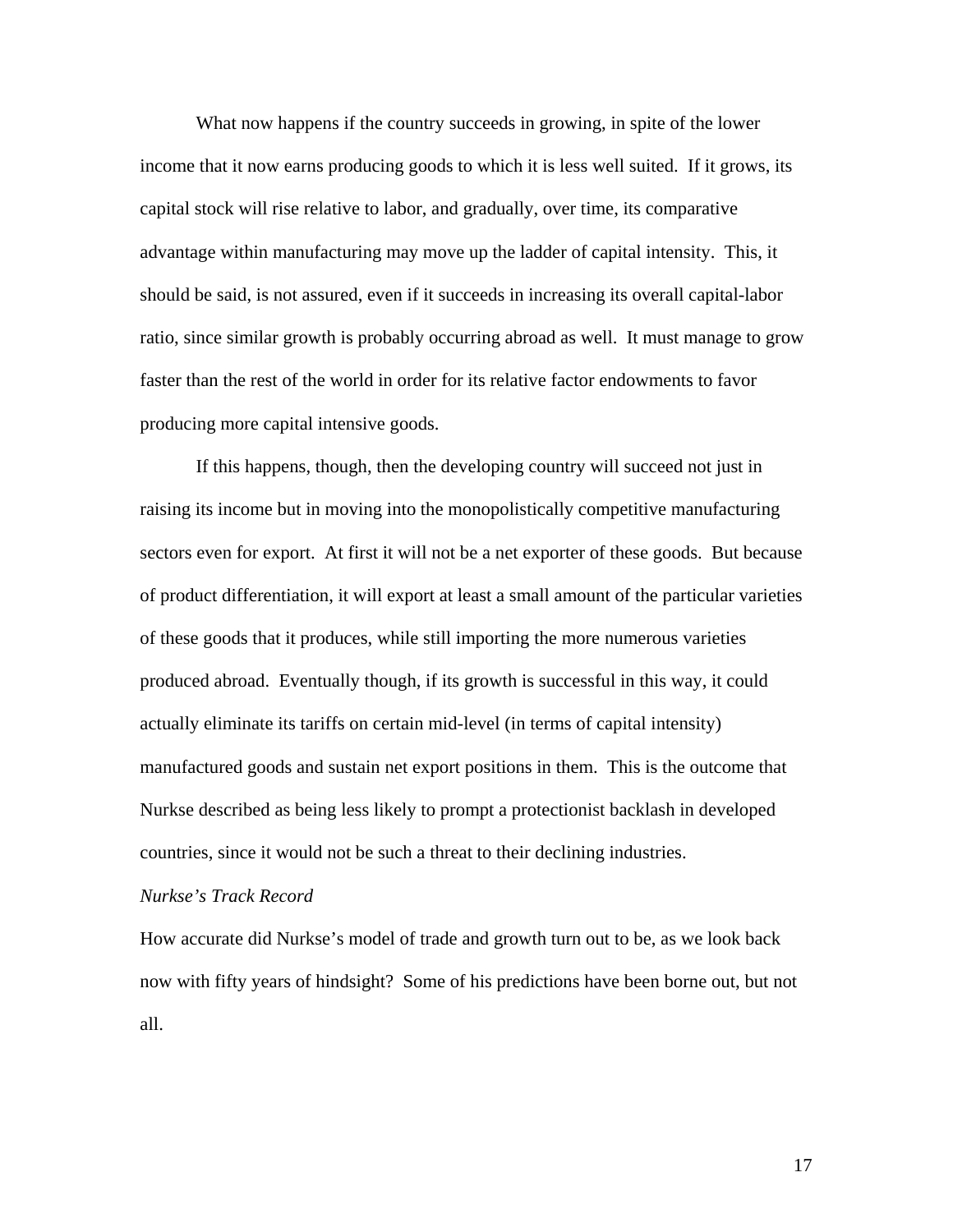What now happens if the country succeeds in growing, in spite of the lower income that it now earns producing goods to which it is less well suited. If it grows, its capital stock will rise relative to labor, and gradually, over time, its comparative advantage within manufacturing may move up the ladder of capital intensity. This, it should be said, is not assured, even if it succeeds in increasing its overall capital-labor ratio, since similar growth is probably occurring abroad as well. It must manage to grow faster than the rest of the world in order for its relative factor endowments to favor producing more capital intensive goods.

If this happens, though, then the developing country will succeed not just in raising its income but in moving into the monopolistically competitive manufacturing sectors even for export. At first it will not be a net exporter of these goods. But because of product differentiation, it will export at least a small amount of the particular varieties of these goods that it produces, while still importing the more numerous varieties produced abroad. Eventually though, if its growth is successful in this way, it could actually eliminate its tariffs on certain mid-level (in terms of capital intensity) manufactured goods and sustain net export positions in them. This is the outcome that Nurkse described as being less likely to prompt a protectionist backlash in developed countries, since it would not be such a threat to their declining industries.

*Nurkse's Track Record*

How accurate did Nurkse's model of trade and growth turn out to be, as we look back now with fifty years of hindsight? Some of his predictions have been borne out, but not all.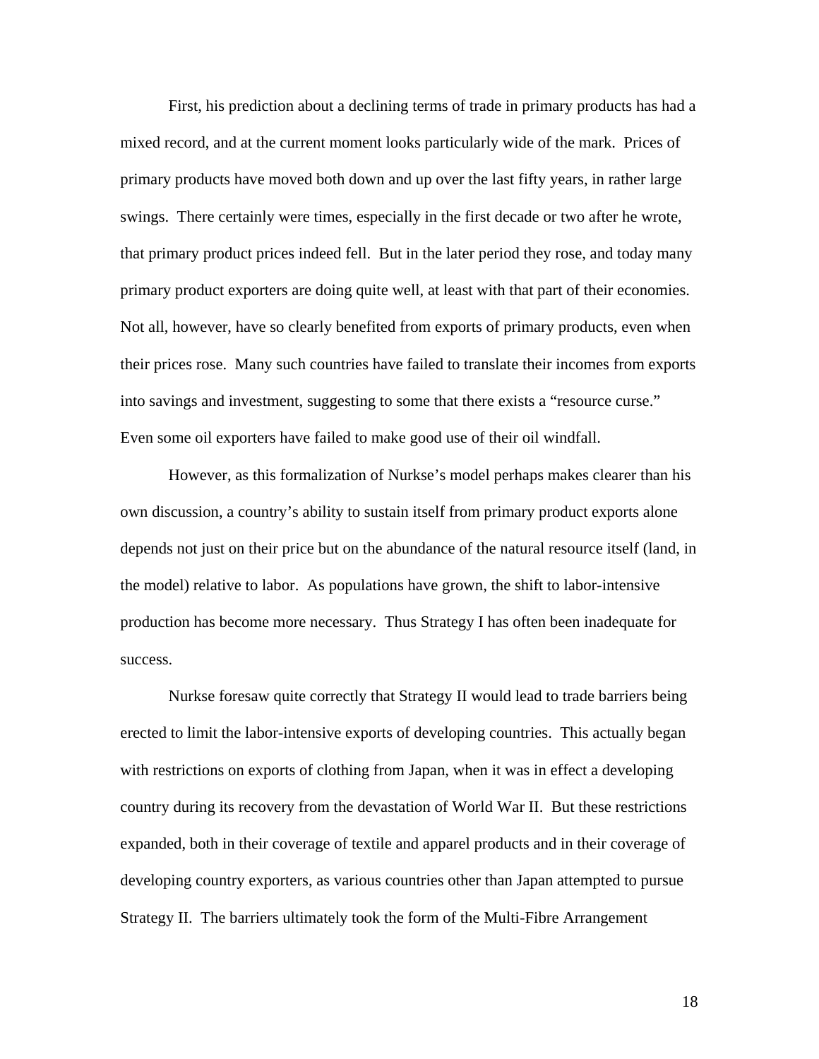First, his prediction about a declining terms of trade in primary products has had a mixed record, and at the current moment looks particularly wide of the mark. Prices of primary products have moved both down and up over the last fifty years, in rather large swings. There certainly were times, especially in the first decade or two after he wrote, that primary product prices indeed fell. But in the later period they rose, and today many primary product exporters are doing quite well, at least with that part of their economies. Not all, however, have so clearly benefited from exports of primary products, even when their prices rose. Many such countries have failed to translate their incomes from exports into savings and investment, suggesting to some that there exists a "resource curse." Even some oil exporters have failed to make good use of their oil windfall.

However, as this formalization of Nurkse's model perhaps makes clearer than his own discussion, a country's ability to sustain itself from primary product exports alone depends not just on their price but on the abundance of the natural resource itself (land, in the model) relative to labor. As populations have grown, the shift to labor-intensive production has become more necessary. Thus Strategy I has often been inadequate for success.

Nurkse foresaw quite correctly that Strategy II would lead to trade barriers being erected to limit the labor-intensive exports of developing countries. This actually began with restrictions on exports of clothing from Japan, when it was in effect a developing country during its recovery from the devastation of World War II. But these restrictions expanded, both in their coverage of textile and apparel products and in their coverage of developing country exporters, as various countries other than Japan attempted to pursue Strategy II. The barriers ultimately took the form of the Multi-Fibre Arrangement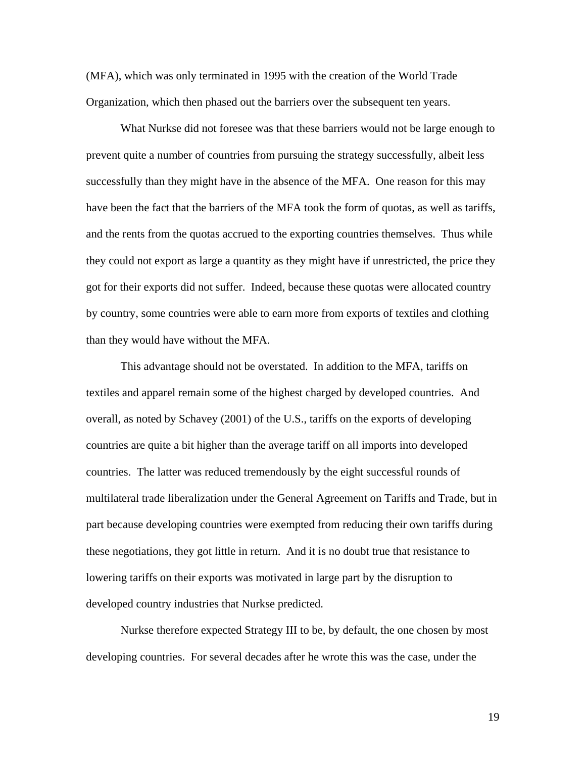(MFA), which was only terminated in 1995 with the creation of the World Trade Organization, which then phased out the barriers over the subsequent ten years.

What Nurkse did not foresee was that these barriers would not be large enough to prevent quite a number of countries from pursuing the strategy successfully, albeit less successfully than they might have in the absence of the MFA. One reason for this may have been the fact that the barriers of the MFA took the form of quotas, as well as tariffs, and the rents from the quotas accrued to the exporting countries themselves. Thus while they could not export as large a quantity as they might have if unrestricted, the price they got for their exports did not suffer. Indeed, because these quotas were allocated country by country, some countries were able to earn more from exports of textiles and clothing than they would have without the MFA.

This advantage should not be overstated. In addition to the MFA, tariffs on textiles and apparel remain some of the highest charged by developed countries. And overall, as noted by Schavey (2001) of the U.S., tariffs on the exports of developing countries are quite a bit higher than the average tariff on all imports into developed countries. The latter was reduced tremendously by the eight successful rounds of multilateral trade liberalization under the General Agreement on Tariffs and Trade, but in part because developing countries were exempted from reducing their own tariffs during these negotiations, they got little in return. And it is no doubt true that resistance to lowering tariffs on their exports was motivated in large part by the disruption to developed country industries that Nurkse predicted.

Nurkse therefore expected Strategy III to be, by default, the one chosen by most developing countries. For several decades after he wrote this was the case, under the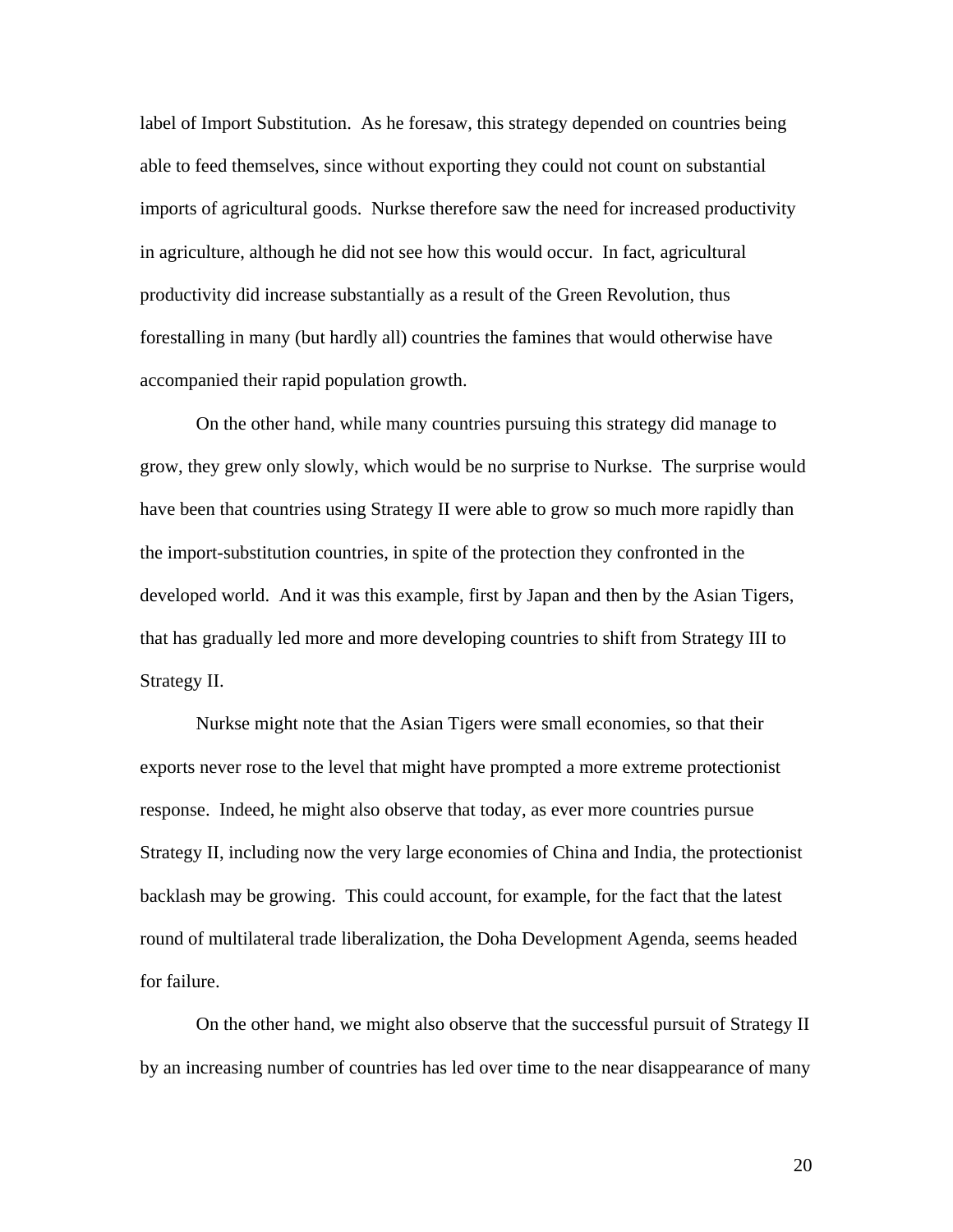label of Import Substitution. As he foresaw, this strategy depended on countries being able to feed themselves, since without exporting they could not count on substantial imports of agricultural goods. Nurkse therefore saw the need for increased productivity in agriculture, although he did not see how this would occur. In fact, agricultural productivity did increase substantially as a result of the Green Revolution, thus forestalling in many (but hardly all) countries the famines that would otherwise have accompanied their rapid population growth.

On the other hand, while many countries pursuing this strategy did manage to grow, they grew only slowly, which would be no surprise to Nurkse. The surprise would have been that countries using Strategy II were able to grow so much more rapidly than the import-substitution countries, in spite of the protection they confronted in the developed world. And it was this example, first by Japan and then by the Asian Tigers, that has gradually led more and more developing countries to shift from Strategy III to Strategy II.

Nurkse might note that the Asian Tigers were small economies, so that their exports never rose to the level that might have prompted a more extreme protectionist response. Indeed, he might also observe that today, as ever more countries pursue Strategy II, including now the very large economies of China and India, the protectionist backlash may be growing. This could account, for example, for the fact that the latest round of multilateral trade liberalization, the Doha Development Agenda, seems headed for failure.

On the other hand, we might also observe that the successful pursuit of Strategy II by an increasing number of countries has led over time to the near disappearance of many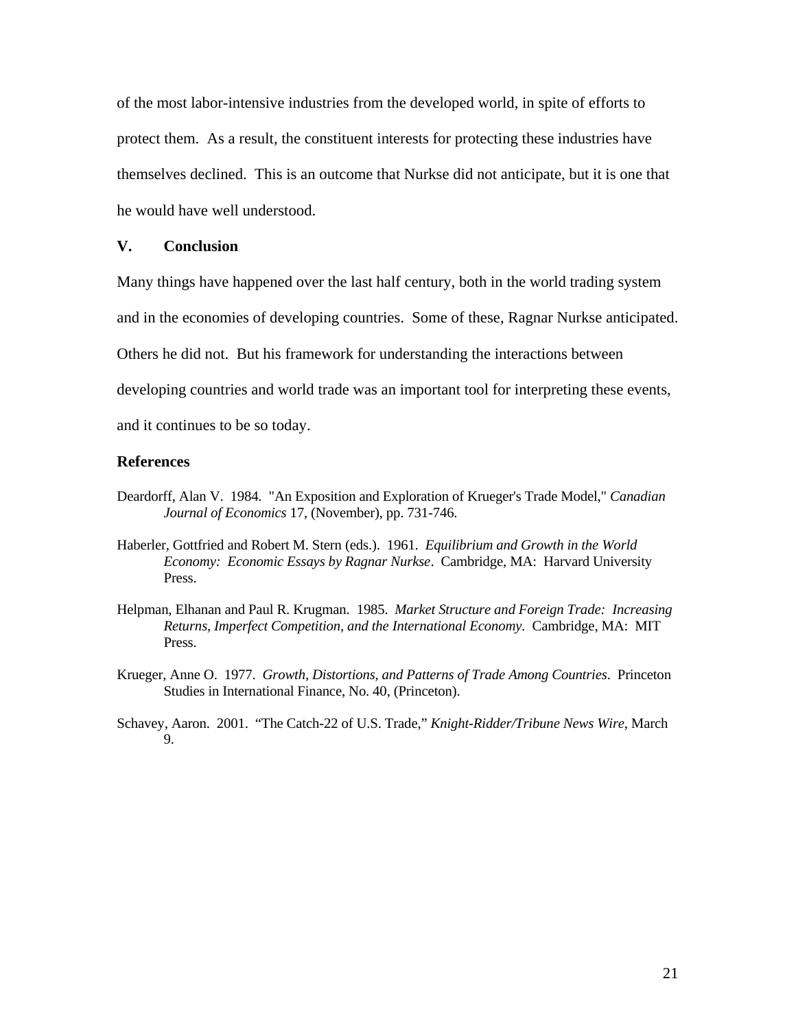of the most labor-intensive industries from the developed world, in spite of efforts to protect them. As a result, the constituent interests for protecting these industries have themselves declined. This is an outcome that Nurkse did not anticipate, but it is one that he would have well understood.

## V. Conclusion

Many things have happened over the last half century, both in the world trading system and in the economies of developing countries. Some of these, Ragnar Nurkse anticipated. Others he did not. But his framework for understanding the interactions between developing countries and world trade was an important tool for interpreting these events, and it continues to be so today.

## References

Deardorff, Alan V. 1984. "An Exposition and Exploration of Krueger's Trade Model," *Canadian Journal of Economics* 17, (November), pp. 731-746.

Haberler, Gottfried and Robert M. Stern (eds.). 1961. *Equilibrium and Growth in the World Economy: Economic Essays by Ragnar Nurkse*. Cambridge, MA: Harvard University Press.

Helpman, Elhanan and Paul R. Krugman. 1985. *Market Structure and Foreign Trade: Increasing Returns, Imperfect Competition, and the International Economy*. Cambridge, MA: MIT Press.

Krueger, Anne O. 1977. *Growth, Distortions, and Patterns of Trade Among Countries*. Princeton Studies in International Finance, No. 40, (Princeton).

Schavey, Aaron. 2001. "The Catch-22 of U.S. Trade," *Knight-Ridder/Tribune News Wire*, March 9.